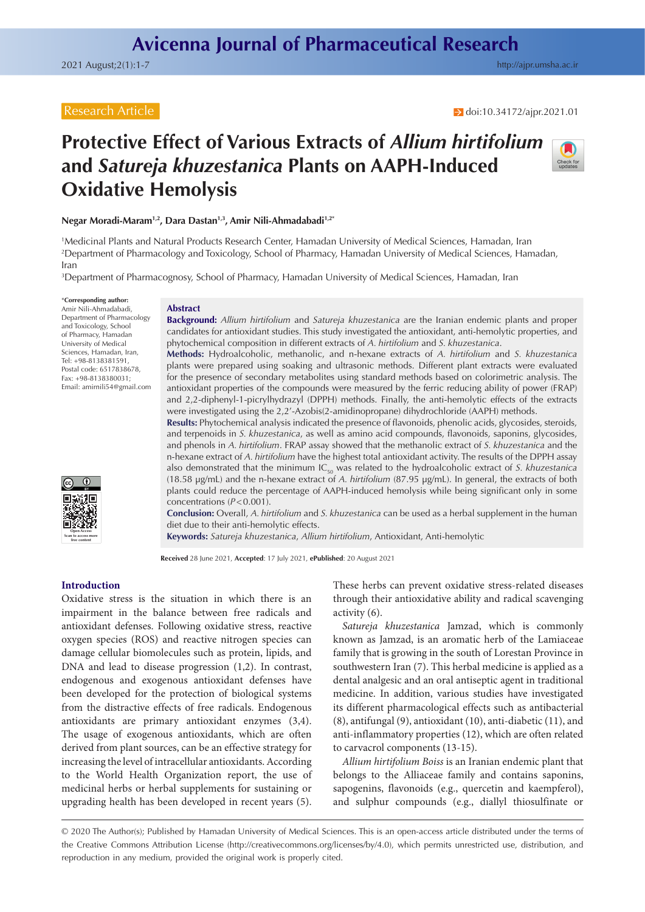Research Article

doi:10.34172/ajpr.2021.01

# Protective Effect of Various Extracts of *Allium hirtifolium* and *Satureja khuzestanica* Plants on AAPH-Induced Oxidative Hemolysis

**Negar Moradi-Maram[1,2], Dara Dastan[1,3], Amir Nili-Ahmadabadi[1,2*]**

[1]Medicinal Plants and Natural Products Research Center, Hamadan University of Medical Sciences, Hamadan, Iran
[2]Department of Pharmacology and Toxicology, School of Pharmacy, Hamadan University of Medical Sciences, Hamadan, Iran
[3]Department of Pharmacognosy, School of Pharmacy, Hamadan University of Medical Sciences, Hamadan, Iran

**\*Corresponding author:** Amir Nili-Ahmadabadi, Department of Pharmacology and Toxicology, School of Pharmacy, Hamadan University of Medical Sciences, Hamadan, Iran, Tel: +98-8138381591, Postal code: 6517838678, Fax: +98-8138380031; Email: amirnili54@gmail.com

## Abstract

**Background:** *Allium hirtifolium* and *Satureja khuzestanica* are the Iranian endemic plants and proper candidates for antioxidant studies. This study investigated the antioxidant, anti-hemolytic properties, and phytochemical composition in different extracts of *A. hirtifolium* and *S. khuzestanica*.

**Methods:** Hydroalcoholic, methanolic, and n-hexane extracts of *A. hirtifolium* and *S. khuzestanica* plants were prepared using soaking and ultrasonic methods. Different plant extracts were evaluated for the presence of secondary metabolites using standard methods based on colorimetric analysis. The antioxidant properties of the compounds were measured by the ferric reducing ability of power (FRAP) and 2,2-diphenyl-1-picrylhydrazyl (DPPH) methods. Finally, the anti-hemolytic effects of the extracts were investigated using the 2,2′-Azobis(2-amidinopropane) dihydrochloride (AAPH) methods.

**Results:** Phytochemical analysis indicated the presence of flavonoids, phenolic acids, glycosides, steroids, and terpenoids in *S. khuzestanica*, as well as amino acid compounds, flavonoids, saponins, glycosides, and phenols in *A. hirtifolium*. FRAP assay showed that the methanolic extract of *S. khuzestanica* and the n-hexane extract of *A. hirtifolium* have the highest total antioxidant activity. The results of the DPPH assay also demonstrated that the minimum $IC_{50}$ was related to the hydroalcoholic extract of *S. khuzestanica* (18.58 μg/mL) and the n-hexane extract of *A. hirtifolium* (87.95 μg/mL). In general, the extracts of both plants could reduce the percentage of AAPH-induced hemolysis while being significant only in some concentrations ($P<0.001$).

**Conclusion:** Overall, *A. hirtifolium* and *S. khuzestanica* can be used as a herbal supplement in the human diet due to their anti-hemolytic effects.

**Keywords:** *Satureja khuzestanica*, *Allium hirtifolium*, Antioxidant, Anti-hemolytic

**Received** 28 June 2021, **Accepted**: 17 July 2021, **ePublished**: 20 August 2021

## Introduction

Oxidative stress is the situation in which there is an impairment in the balance between free radicals and antioxidant defenses. Following oxidative stress, reactive oxygen species (ROS) and reactive nitrogen species can damage cellular biomolecules such as protein, lipids, and DNA and lead to disease progression (1,2). In contrast, endogenous and exogenous antioxidant defenses have been developed for the protection of biological systems from the distractive effects of free radicals. Endogenous antioxidants are primary antioxidant enzymes (3,4). The usage of exogenous antioxidants, which are often derived from plant sources, can be an effective strategy for increasing the level of intracellular antioxidants. According to the World Health Organization report, the use of medicinal herbs or herbal supplements for sustaining or upgrading health has been developed in recent years (5). These herbs can prevent oxidative stress-related diseases through their antioxidative ability and radical scavenging activity (6).

*Satureja khuzestanica* Jamzad, which is commonly known as Jamzad, is an aromatic herb of the Lamiaceae family that is growing in the south of Lorestan Province in southwestern Iran (7). This herbal medicine is applied as a dental analgesic and an oral antiseptic agent in traditional medicine. In addition, various studies have investigated its different pharmacological effects such as antibacterial (8), antifungal (9), antioxidant (10), anti-diabetic (11), and anti-inflammatory properties (12), which are often related to carvacrol components (13-15).

*Allium hirtifolium Boiss* is an Iranian endemic plant that belongs to the Alliaceae family and contains saponins, sapogenins, flavonoids (e.g., quercetin and kaempferol), and sulphur compounds (e.g., diallyl thiosulfinate or

© 2020 The Author(s); Published by Hamadan University of Medical Sciences. This is an open-access article distributed under the terms of the Creative Commons Attribution License (http://creativecommons.org/licenses/by/4.0), which permits unrestricted use, distribution, and reproduction in any medium, provided the original work is properly cited.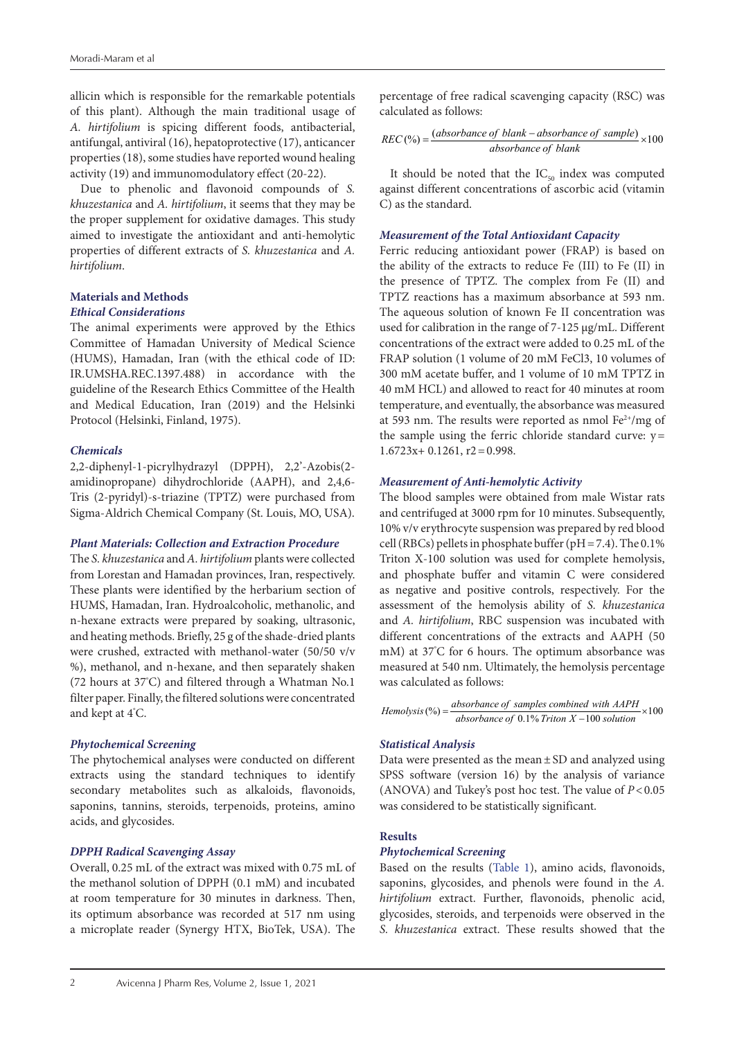allicin which is responsible for the remarkable potentials of this plant). Although the main traditional usage of *A. hirtifolium* is spicing different foods, antibacterial, antifungal, antiviral (16), hepatoprotective (17), anticancer properties (18), some studies have reported wound healing activity (19) and immunomodulatory effect (20-22).

Due to phenolic and flavonoid compounds of *S. khuzestanica* and *A. hirtifolium*, it seems that they may be the proper supplement for oxidative damages. This study aimed to investigate the antioxidant and anti-hemolytic properties of different extracts of *S. khuzestanica* and *A. hirtifolium*.

## Materials and Methods

### *Ethical Considerations*

The animal experiments were approved by the Ethics Committee of Hamadan University of Medical Science (HUMS), Hamadan, Iran (with the ethical code of ID: IR.UMSHA.REC.1397.488) in accordance with the guideline of the Research Ethics Committee of the Health and Medical Education, Iran (2019) and the Helsinki Protocol (Helsinki, Finland, 1975).

### *Chemicals*

2,2-diphenyl-1-picrylhydrazyl (DPPH), 2,2'-Azobis(2-amidinopropane) dihydrochloride (AAPH), and 2,4,6-Tris (2-pyridyl)-s-triazine (TPTZ) were purchased from Sigma-Aldrich Chemical Company (St. Louis, MO, USA).

### *Plant Materials: Collection and Extraction Procedure*

The *S. khuzestanica* and *A. hirtifolium* plants were collected from Lorestan and Hamadan provinces, Iran, respectively. These plants were identified by the herbarium section of HUMS, Hamadan, Iran. Hydroalcoholic, methanolic, and n-hexane extracts were prepared by soaking, ultrasonic, and heating methods. Briefly, 25 g of the shade-dried plants were crushed, extracted with methanol-water (50/50 v/v %), methanol, and n-hexane, and then separately shaken (72 hours at 37°C) and filtered through a Whatman No.1 filter paper. Finally, the filtered solutions were concentrated and kept at 4°C.

### *Phytochemical Screening*

The phytochemical analyses were conducted on different extracts using the standard techniques to identify secondary metabolites such as alkaloids, flavonoids, saponins, tannins, steroids, terpenoids, proteins, amino acids, and glycosides.

### *DPPH Radical Scavenging Assay*

Overall, 0.25 mL of the extract was mixed with 0.75 mL of the methanol solution of DPPH (0.1 mM) and incubated at room temperature for 30 minutes in darkness. Then, its optimum absorbance was recorded at 517 nm using a microplate reader (Synergy HTX, BioTek, USA). The percentage of free radical scavenging capacity (RSC) was calculated as follows:

$$REC\,(\%) = \frac{(absorbance\ of\ blank - absorbance\ of\ sample)}{absorbance\ of\ blank} \times 100$$

It should be noted that the $IC_{50}$ index was computed against different concentrations of ascorbic acid (vitamin C) as the standard.

### *Measurement of the Total Antioxidant Capacity*

Ferric reducing antioxidant power (FRAP) is based on the ability of the extracts to reduce Fe (III) to Fe (II) in the presence of TPTZ. The complex from Fe (II) and TPTZ reactions has a maximum absorbance at 593 nm. The aqueous solution of known Fe II concentration was used for calibration in the range of 7-125 µg/mL. Different concentrations of the extract were added to 0.25 mL of the FRAP solution (1 volume of 20 mM $FeCl_3$, 10 volumes of 300 mM acetate buffer, and 1 volume of 10 mM TPTZ in 40 mM HCL) and allowed to react for 40 minutes at room temperature, and eventually, the absorbance was measured at 593 nm. The results were reported as nmol $Fe^{2+}$/mg of the sample using the ferric chloride standard curve: $y = 1.6723x + 0.1261$, $r2 = 0.998$.

### *Measurement of Anti-hemolytic Activity*

The blood samples were obtained from male Wistar rats and centrifuged at 3000 rpm for 10 minutes. Subsequently, 10% v/v erythrocyte suspension was prepared by red blood cell (RBCs) pellets in phosphate buffer (pH = 7.4). The 0.1% Triton X-100 solution was used for complete hemolysis, and phosphate buffer and vitamin C were considered as negative and positive controls, respectively. For the assessment of the hemolysis ability of *S. khuzestanica* and *A. hirtifolium*, RBC suspension was incubated with different concentrations of the extracts and AAPH (50 mM) at 37°C for 6 hours. The optimum absorbance was measured at 540 nm. Ultimately, the hemolysis percentage was calculated as follows:

$$Hemolysis\,(\%) = \frac{absorbance\ of\ samples\ combined\ with\ AAPH}{absorbance\ of\ 0.1\%\ Triton\ X-100\ solution} \times 100$$

### *Statistical Analysis*

Data were presented as the mean ± SD and analyzed using SPSS software (version 16) by the analysis of variance (ANOVA) and Tukey's post hoc test. The value of $P < 0.05$ was considered to be statistically significant.

## Results

### *Phytochemical Screening*

Based on the results (Table 1), amino acids, flavonoids, saponins, glycosides, and phenols were found in the *A. hirtifolium* extract. Further, flavonoids, phenolic acid, glycosides, steroids, and terpenoids were observed in the *S. khuzestanica* extract. These results showed that the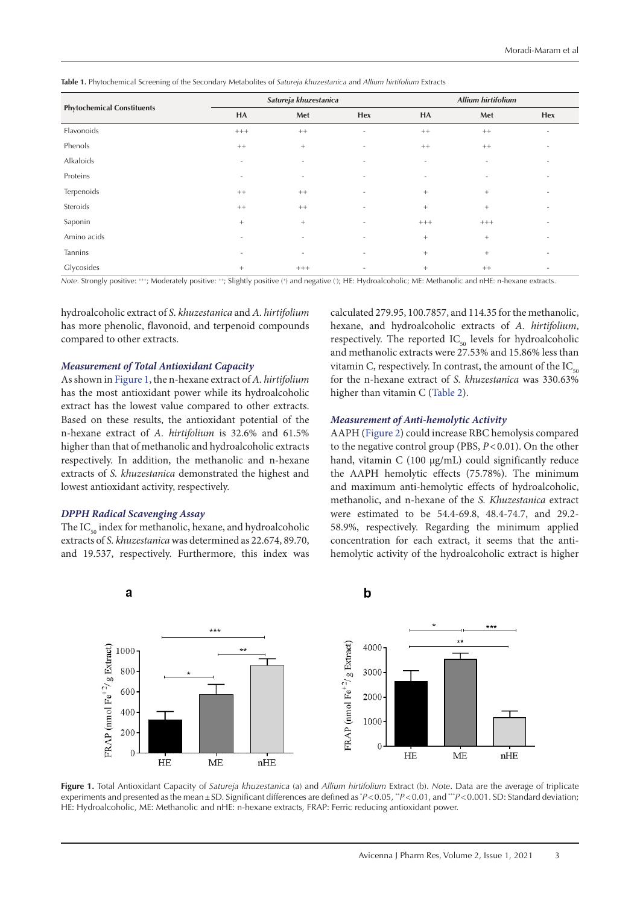**Table 1.** Phytochemical Screening of the Secondary Metabolites of *Satureja khuzestanica* and *Allium hirtifolium* Extracts

| Phytochemical Constituents | *Satureja khuzestanica* | | | *Allium hirtifolium* | | |
|---|---|---|---|---|---|---|
| | HA | Met | Hex | HA | Met | Hex |
| Flavonoids | +++ | ++ | - | ++ | ++ | - |
| Phenols | ++ | + | - | ++ | ++ | - |
| Alkaloids | - | - | - | - | - | - |
| Proteins | - | - | - | - | - | - |
| Terpenoids | ++ | ++ | - | + | + | - |
| Steroids | ++ | ++ | - | + | + | - |
| Saponin | + | + | - | +++ | +++ | - |
| Amino acids | - | - | - | + | + | - |
| Tannins | - | - | - | + | + | - |
| Glycosides | + | +++ | - | + | ++ | - |

*Note*. Strongly positive: +++; Moderately positive: ++; Slightly positive (+) and negative (-); HE: Hydroalcoholic; ME: Methanolic and nHE: n-hexane extracts.

hydroalcoholic extract of *S. khuzestanica* and *A. hirtifolium* has more phenolic, flavonoid, and terpenoid compounds compared to other extracts.

### *Measurement of Total Antioxidant Capacity*

As shown in Figure 1, the n-hexane extract of *A. hirtifolium* has the most antioxidant power while its hydroalcoholic extract has the lowest value compared to other extracts. Based on these results, the antioxidant potential of the n-hexane extract of *A. hirtifolium* is 32.6% and 61.5% higher than that of methanolic and hydroalcoholic extracts respectively. In addition, the methanolic and n-hexane extracts of *S. khuzestanica* demonstrated the highest and lowest antioxidant activity, respectively.

### *DPPH Radical Scavenging Assay*

The $IC_{50}$ index for methanolic, hexane, and hydroalcoholic extracts of *S. khuzestanica* was determined as 22.674, 89.70, and 19.537, respectively. Furthermore, this index was calculated 279.95, 100.7857, and 114.35 for the methanolic, hexane, and hydroalcoholic extracts of *A. hirtifolium*, respectively. The reported $IC_{50}$ levels for hydroalcoholic and methanolic extracts were 27.53% and 15.86% less than vitamin C, respectively. In contrast, the amount of the $IC_{50}$ for the n-hexane extract of *S. khuzestanica* was 330.63% higher than vitamin C (Table 2).

### *Measurement of Anti-hemolytic Activity*

AAPH (Figure 2) could increase RBC hemolysis compared to the negative control group (PBS, $P<0.01$). On the other hand, vitamin C (100 µg/mL) could significantly reduce the AAPH hemolytic effects (75.78%). The minimum and maximum anti-hemolytic effects of hydroalcoholic, methanolic, and n-hexane of the *S. Khuzestanica* extract were estimated to be 54.4-69.8, 48.4-74.7, and 29.2-58.9%, respectively. Regarding the minimum applied concentration for each extract, it seems that the anti-hemolytic activity of the hydroalcoholic extract is higher

**Figure 1.** Total Antioxidant Capacity of *Satureja khuzestanica* (a) and *Allium hirtifolium* Extract (b). *Note*. Data are the average of triplicate experiments and presented as the mean ± SD. Significant differences are defined as $^{*}P<0.05$, $^{**}P<0.01$, and $^{***}P<0.001$. SD: Standard deviation; HE: Hydroalcoholic, ME: Methanolic and nHE: n-hexane extracts, FRAP: Ferric reducing antioxidant power.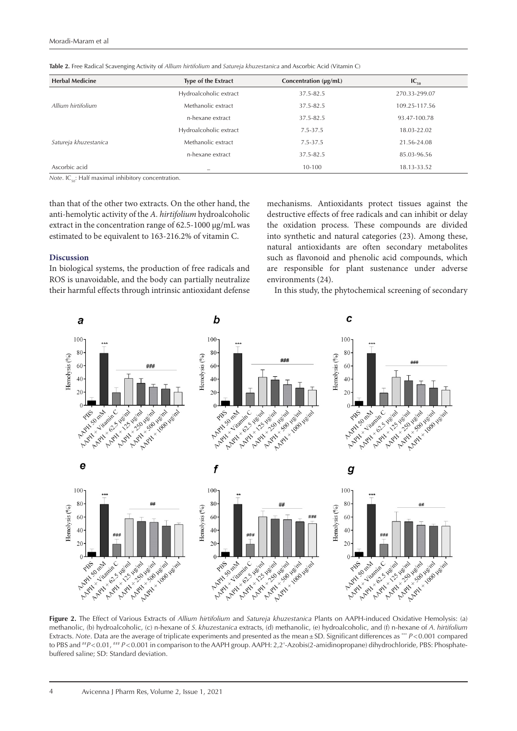**Table 2.** Free Radical Scavenging Activity of *Allium hirtifolium* and *Satureja khuzestanica* and Ascorbic Acid (Vitamin C)

| Herbal Medicine | Type of the Extract | Concentration (µg/mL) | $IC_{50}$ |
|---|---|---|---|
| | Hydroalcoholic extract | 37.5-82.5 | 270.33-299.07 |
| *Allium hirtifolium* | Methanolic extract | 37.5-82.5 | 109.25-117.56 |
| | n-hexane extract | 37.5-82.5 | 93.47-100.78 |
| | Hydroalcoholic extract | 7.5-37.5 | 18.03-22.02 |
| *Satureja khuzestanica* | Methanolic extract | 7.5-37.5 | 21.56-24.08 |
| | n-hexane extract | 37.5-82.5 | 85.03-96.56 |
| Ascorbic acid | – | 10-100 | 18.13-33.52 |

*Note*. $IC_{50}$: Half maximal inhibitory concentration.

than that of the other two extracts. On the other hand, the anti-hemolytic activity of the *A. hirtifolium* hydroalcoholic extract in the concentration range of 62.5-1000 µg/mL was estimated to be equivalent to 163-216.2% of vitamin C.

## Discussion

In biological systems, the production of free radicals and ROS is unavoidable, and the body can partially neutralize their harmful effects through intrinsic antioxidant defense mechanisms. Antioxidants protect tissues against the destructive effects of free radicals and can inhibit or delay the oxidation process. These compounds are divided into synthetic and natural categories (23). Among these, natural antioxidants are often secondary metabolites such as flavonoid and phenolic acid compounds, which are responsible for plant sustenance under adverse environments (24).

In this study, the phytochemical screening of secondary

**Figure 2.** The Effect of Various Extracts of *Allium hirtifolium* and *Satureja khuzestanica* Plants on AAPH-induced Oxidative Hemolysis: (a) methanolic, (b) hydroalcoholic, (c) n-hexane of *S. khuzestanica* extracts, (d) methanolic, (e) hydroalcoholic, and (f) n-hexane of *A. hirtifolium* Extracts. *Note*. Data are the average of triplicate experiments and presented as the mean ± SD. Significant differences as \*\*\* $P<0.001$ compared to PBS and ## $P<0.01$, ### $P<0.001$ in comparison to the AAPH group. AAPH: 2,2'-Azobis(2-amidinopropane) dihydrochloride, PBS: Phosphate-buffered saline; SD: Standard deviation.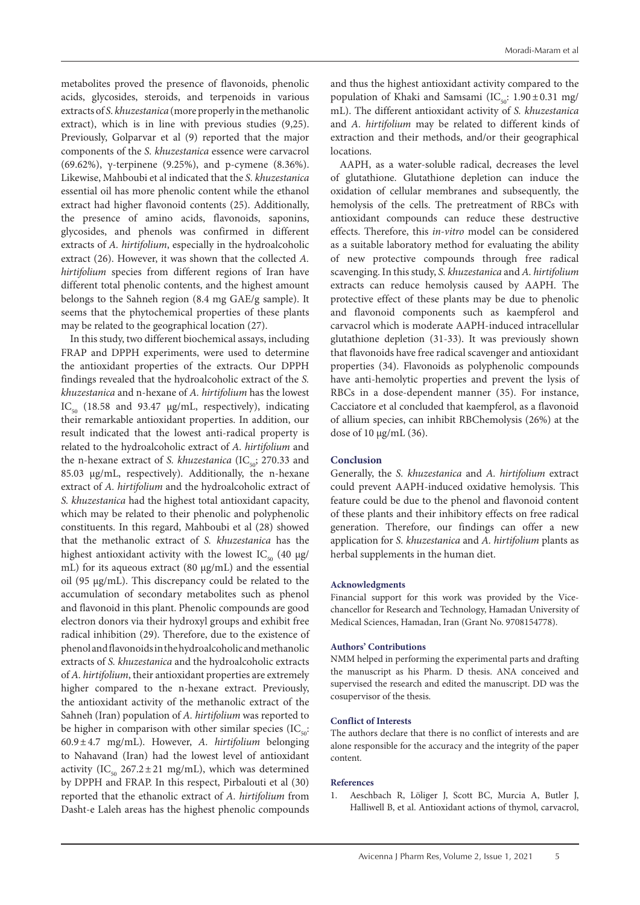metabolites proved the presence of flavonoids, phenolic acids, glycosides, steroids, and terpenoids in various extracts of *S. khuzestanica* (more properly in the methanolic extract), which is in line with previous studies (9,25). Previously, Golparvar et al (9) reported that the major components of the *S. khuzestanica* essence were carvacrol (69.62%), γ-terpinene (9.25%), and p-cymene (8.36%). Likewise, Mahboubi et al indicated that the *S. khuzestanica* essential oil has more phenolic content while the ethanol extract had higher flavonoid contents (25). Additionally, the presence of amino acids, flavonoids, saponins, glycosides, and phenols was confirmed in different extracts of *A. hirtifolium*, especially in the hydroalcoholic extract (26). However, it was shown that the collected *A. hirtifolium* species from different regions of Iran have different total phenolic contents, and the highest amount belongs to the Sahneh region (8.4 mg GAE/g sample). It seems that the phytochemical properties of these plants may be related to the geographical location (27).

In this study, two different biochemical assays, including FRAP and DPPH experiments, were used to determine the antioxidant properties of the extracts. Our DPPH findings revealed that the hydroalcoholic extract of the *S. khuzestanica* and n-hexane of *A. hirtifolium* has the lowest $IC_{50}$ (18.58 and 93.47 µg/mL, respectively), indicating their remarkable antioxidant properties. In addition, our result indicated that the lowest anti-radical property is related to the hydroalcoholic extract of *A. hirtifolium* and the n-hexane extract of *S. khuzestanica* ($IC_{50}$; 270.33 and 85.03 µg/mL, respectively). Additionally, the n-hexane extract of *A. hirtifolium* and the hydroalcoholic extract of *S. khuzestanica* had the highest total antioxidant capacity, which may be related to their phenolic and polyphenolic constituents. In this regard, Mahboubi et al (28) showed that the methanolic extract of *S. khuzestanica* has the highest antioxidant activity with the lowest $IC_{50}$ (40 µg/mL) for its aqueous extract (80 µg/mL) and the essential oil (95 µg/mL). This discrepancy could be related to the accumulation of secondary metabolites such as phenol and flavonoid in this plant. Phenolic compounds are good electron donors via their hydroxyl groups and exhibit free radical inhibition (29). Therefore, due to the existence of phenol and flavonoids in the hydroalcoholic and methanolic extracts of *S. khuzestanica* and the hydroalcoholic extracts of *A. hirtifolium*, their antioxidant properties are extremely higher compared to the n-hexane extract. Previously, the antioxidant activity of the methanolic extract of the Sahneh (Iran) population of *A. hirtifolium* was reported to be higher in comparison with other similar species ($IC_{50}$: 60.9 ± 4.7 mg/mL). However, *A. hirtifolium* belonging to Nahavand (Iran) had the lowest level of antioxidant activity ($IC_{50}$ 267.2 ± 21 mg/mL), which was determined by DPPH and FRAP. In this respect, Pirbalouti et al (30) reported that the ethanolic extract of *A. hirtifolium* from Dasht-e Laleh areas has the highest phenolic compounds and thus the highest antioxidant activity compared to the population of Khaki and Samsami ($IC_{50}$: 1.90 ± 0.31 mg/mL). The different antioxidant activity of *S. khuzestanica* and *A. hirtifolium* may be related to different kinds of extraction and their methods, and/or their geographical locations.

AAPH, as a water-soluble radical, decreases the level of glutathione. Glutathione depletion can induce the oxidation of cellular membranes and subsequently, the hemolysis of the cells. The pretreatment of RBCs with antioxidant compounds can reduce these destructive effects. Therefore, this *in-vitro* model can be considered as a suitable laboratory method for evaluating the ability of new protective compounds through free radical scavenging. In this study, *S. khuzestanica* and *A. hirtifolium* extracts can reduce hemolysis caused by AAPH. The protective effect of these plants may be due to phenolic and flavonoid components such as kaempferol and carvacrol which is moderate AAPH-induced intracellular glutathione depletion (31-33). It was previously shown that flavonoids have free radical scavenger and antioxidant properties (34). Flavonoids as polyphenolic compounds have anti-hemolytic properties and prevent the lysis of RBCs in a dose-dependent manner (35). For instance, Cacciatore et al concluded that kaempferol, as a flavonoid of allium species, can inhibit RBChemolysis (26%) at the dose of 10 µg/mL (36).

## Conclusion

Generally, the *S. khuzestanica* and *A. hirtifolium* extract could prevent AAPH-induced oxidative hemolysis. This feature could be due to the phenol and flavonoid content of these plants and their inhibitory effects on free radical generation. Therefore, our findings can offer a new application for *S. khuzestanica* and *A. hirtifolium* plants as herbal supplements in the human diet.

### Acknowledgments

Financial support for this work was provided by the Vice-chancellor for Research and Technology, Hamadan University of Medical Sciences, Hamadan, Iran (Grant No. 9708154778).

### Authors' Contributions

NMM helped in performing the experimental parts and drafting the manuscript as his Pharm. D thesis. ANA conceived and supervised the research and edited the manuscript. DD was the cosupervisor of the thesis.

### Conflict of Interests

The authors declare that there is no conflict of interests and are alone responsible for the accuracy and the integrity of the paper content.

### References

1. Aeschbach R, Löliger J, Scott BC, Murcia A, Butler J, Halliwell B, et al. Antioxidant actions of thymol, carvacrol,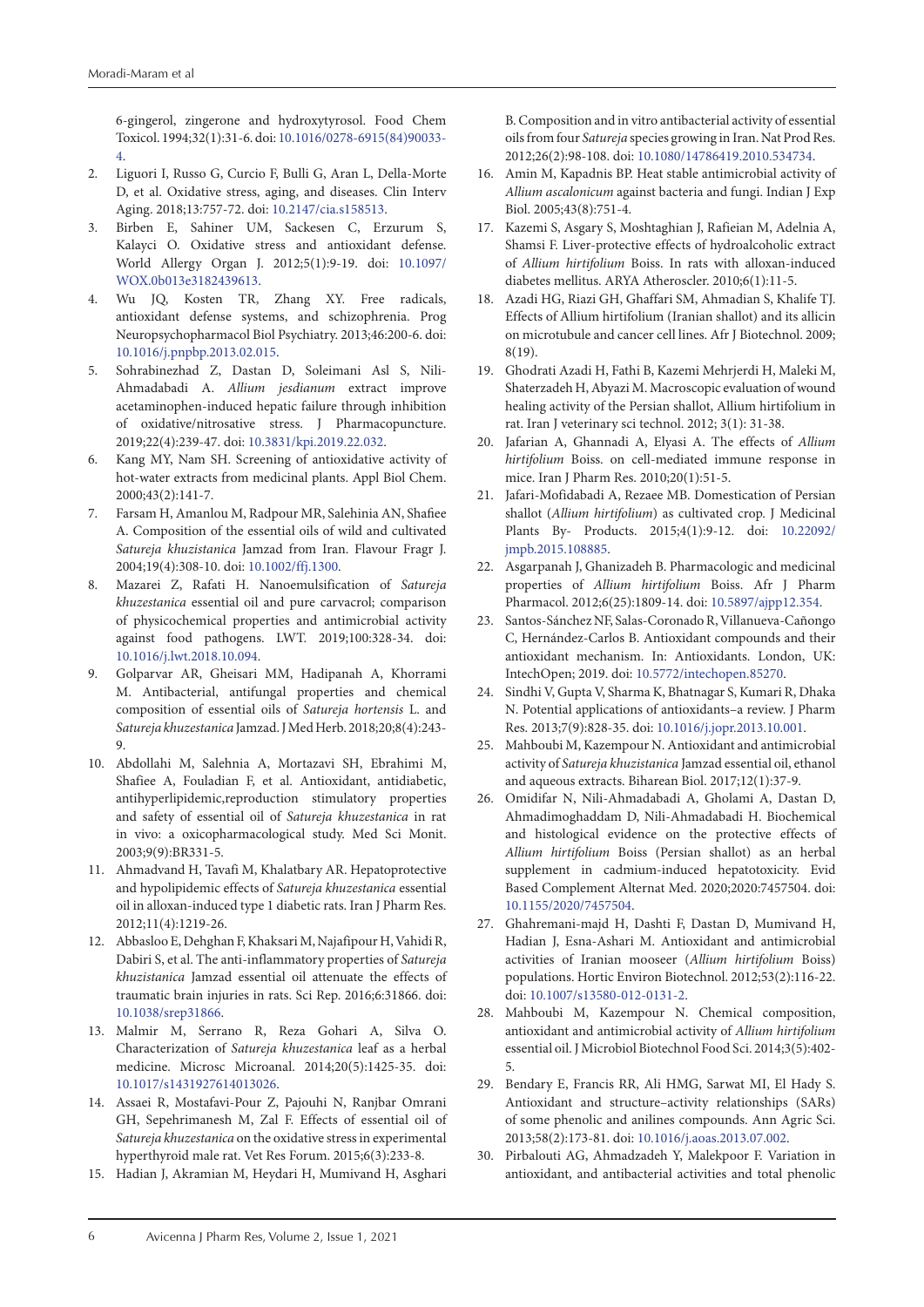6-gingerol, zingerone and hydroxytyrosol. Food Chem Toxicol. 1994;32(1):31-6. doi: 10.1016/0278-6915(84)90033-4.

2. Liguori I, Russo G, Curcio F, Bulli G, Aran L, Della-Morte D, et al. Oxidative stress, aging, and diseases. Clin Interv Aging. 2018;13:757-72. doi: 10.2147/cia.s158513.
3. Birben E, Sahiner UM, Sackesen C, Erzurum S, Kalayci O. Oxidative stress and antioxidant defense. World Allergy Organ J. 2012;5(1):9-19. doi: 10.1097/WOX.0b013e3182439613.
4. Wu JQ, Kosten TR, Zhang XY. Free radicals, antioxidant defense systems, and schizophrenia. Prog Neuropsychopharmacol Biol Psychiatry. 2013;46:200-6. doi: 10.1016/j.pnpbp.2013.02.015.
5. Sohrabinezhad Z, Dastan D, Soleimani Asl S, Nili-Ahmadabadi A. *Allium jesdianum* extract improve acetaminophen-induced hepatic failure through inhibition of oxidative/nitrosative stress. J Pharmacopuncture. 2019;22(4):239-47. doi: 10.3831/kpi.2019.22.032.
6. Kang MY, Nam SH. Screening of antioxidative activity of hot-water extracts from medicinal plants. Appl Biol Chem. 2000;43(2):141-7.
7. Farsam H, Amanlou M, Radpour MR, Salehinia AN, Shafiee A. Composition of the essential oils of wild and cultivated *Satureja khuzistanica* Jamzad from Iran. Flavour Fragr J. 2004;19(4):308-10. doi: 10.1002/ffj.1300.
8. Mazarei Z, Rafati H. Nanoemulsification of *Satureja khuzestanica* essential oil and pure carvacrol; comparison of physicochemical properties and antimicrobial activity against food pathogens. LWT. 2019;100:328-34. doi: 10.1016/j.lwt.2018.10.094.
9. Golparvar AR, Gheisari MM, Hadipanah A, Khorrami M. Antibacterial, antifungal properties and chemical composition of essential oils of *Satureja hortensis* L. and *Satureja khuzestanica* Jamzad. J Med Herb. 2018;20;8(4):243-9.
10. Abdollahi M, Salehnia A, Mortazavi SH, Ebrahimi M, Shafiee A, Fouladian F, et al. Antioxidant, antidiabetic, antihyperlipidemic,reproduction stimulatory properties and safety of essential oil of *Satureja khuzestanica* in rat in vivo: a oxicopharmacological study. Med Sci Monit. 2003;9(9):BR331-5.
11. Ahmadvand H, Tavafi M, Khalatbary AR. Hepatoprotective and hypolipidemic effects of *Satureja khuzestanica* essential oil in alloxan-induced type 1 diabetic rats. Iran J Pharm Res. 2012;11(4):1219-26.
12. Abbasloo E, Dehghan F, Khaksari M, Najafipour H, Vahidi R, Dabiri S, et al. The anti-inflammatory properties of *Satureja khuzistanica* Jamzad essential oil attenuate the effects of traumatic brain injuries in rats. Sci Rep. 2016;6:31866. doi: 10.1038/srep31866.
13. Malmir M, Serrano R, Reza Gohari A, Silva O. Characterization of *Satureja khuzestanica* leaf as a herbal medicine. Microsc Microanal. 2014;20(5):1425-35. doi: 10.1017/s1431927614013026.
14. Assaei R, Mostafavi-Pour Z, Pajouhi N, Ranjbar Omrani GH, Sepehrimanesh M, Zal F. Effects of essential oil of *Satureja khuzestanica* on the oxidative stress in experimental hyperthyroid male rat. Vet Res Forum. 2015;6(3):233-8.
15. Hadian J, Akramian M, Heydari H, Mumivand H, Asghari B. Composition and in vitro antibacterial activity of essential oils from four *Satureja* species growing in Iran. Nat Prod Res. 2012;26(2):98-108. doi: 10.1080/14786419.2010.534734.
16. Amin M, Kapadnis BP. Heat stable antimicrobial activity of *Allium ascalonicum* against bacteria and fungi. Indian J Exp Biol. 2005;43(8):751-4.
17. Kazemi S, Asgary S, Moshtaghian J, Rafieian M, Adelnia A, Shamsi F. Liver-protective effects of hydroalcoholic extract of *Allium hirtifolium* Boiss. In rats with alloxan-induced diabetes mellitus. ARYA Atheroscler. 2010;6(1):11-5.
18. Azadi HG, Riazi GH, Ghaffari SM, Ahmadian S, Khalife TJ. Effects of Allium hirtifolium (Iranian shallot) and its allicin on microtubule and cancer cell lines. Afr J Biotechnol. 2009; 8(19).
19. Ghodrati Azadi H, Fathi B, Kazemi Mehrjerdi H, Maleki M, Shaterzadeh H, Abyazi M. Macroscopic evaluation of wound healing activity of the Persian shallot, Allium hirtifolium in rat. Iran J veterinary sci technol. 2012; 3(1): 31-38.
20. Jafarian A, Ghannadi A, Elyasi A. The effects of *Allium hirtifolium* Boiss. on cell-mediated immune response in mice. Iran J Pharm Res. 2010;20(1):51-5.
21. Jafari-Mofidabadi A, Rezaee MB. Domestication of Persian shallot (*Allium hirtifolium*) as cultivated crop. J Medicinal Plants By- Products. 2015;4(1):9-12. doi: 10.22092/jmpb.2015.108885.
22. Asgarpanah J, Ghanizadeh B. Pharmacologic and medicinal properties of *Allium hirtifolium* Boiss. Afr J Pharm Pharmacol. 2012;6(25):1809-14. doi: 10.5897/ajpp12.354.
23. Santos-Sánchez NF, Salas-Coronado R, Villanueva-Cañongo C, Hernández-Carlos B. Antioxidant compounds and their antioxidant mechanism. In: Antioxidants. London, UK: IntechOpen; 2019. doi: 10.5772/intechopen.85270.
24. Sindhi V, Gupta V, Sharma K, Bhatnagar S, Kumari R, Dhaka N. Potential applications of antioxidants–a review. J Pharm Res. 2013;7(9):828-35. doi: 10.1016/j.jopr.2013.10.001.
25. Mahboubi M, Kazempour N. Antioxidant and antimicrobial activity of *Satureja khuzistanica* Jamzad essential oil, ethanol and aqueous extracts. Biharean Biol. 2017;12(1):37-9.
26. Omidifar N, Nili-Ahmadabadi A, Gholami A, Dastan D, Ahmadimoghaddam D, Nili-Ahmadabadi H. Biochemical and histological evidence on the protective effects of *Allium hirtifolium* Boiss (Persian shallot) as an herbal supplement in cadmium-induced hepatotoxicity. Evid Based Complement Alternat Med. 2020;2020:7457504. doi: 10.1155/2020/7457504.
27. Ghahremani-majd H, Dashti F, Dastan D, Mumivand H, Hadian J, Esna-Ashari M. Antioxidant and antimicrobial activities of Iranian mooseer (*Allium hirtifolium* Boiss) populations. Hortic Environ Biotechnol. 2012;53(2):116-22. doi: 10.1007/s13580-012-0131-2.
28. Mahboubi M, Kazempour N. Chemical composition, antioxidant and antimicrobial activity of *Allium hirtifolium* essential oil. J Microbiol Biotechnol Food Sci. 2014;3(5):402-5.
29. Bendary E, Francis RR, Ali HMG, Sarwat MI, El Hady S. Antioxidant and structure–activity relationships (SARs) of some phenolic and anilines compounds. Ann Agric Sci. 2013;58(2):173-81. doi: 10.1016/j.aoas.2013.07.002.
30. Pirbalouti AG, Ahmadzadeh Y, Malekpoor F. Variation in antioxidant, and antibacterial activities and total phenolic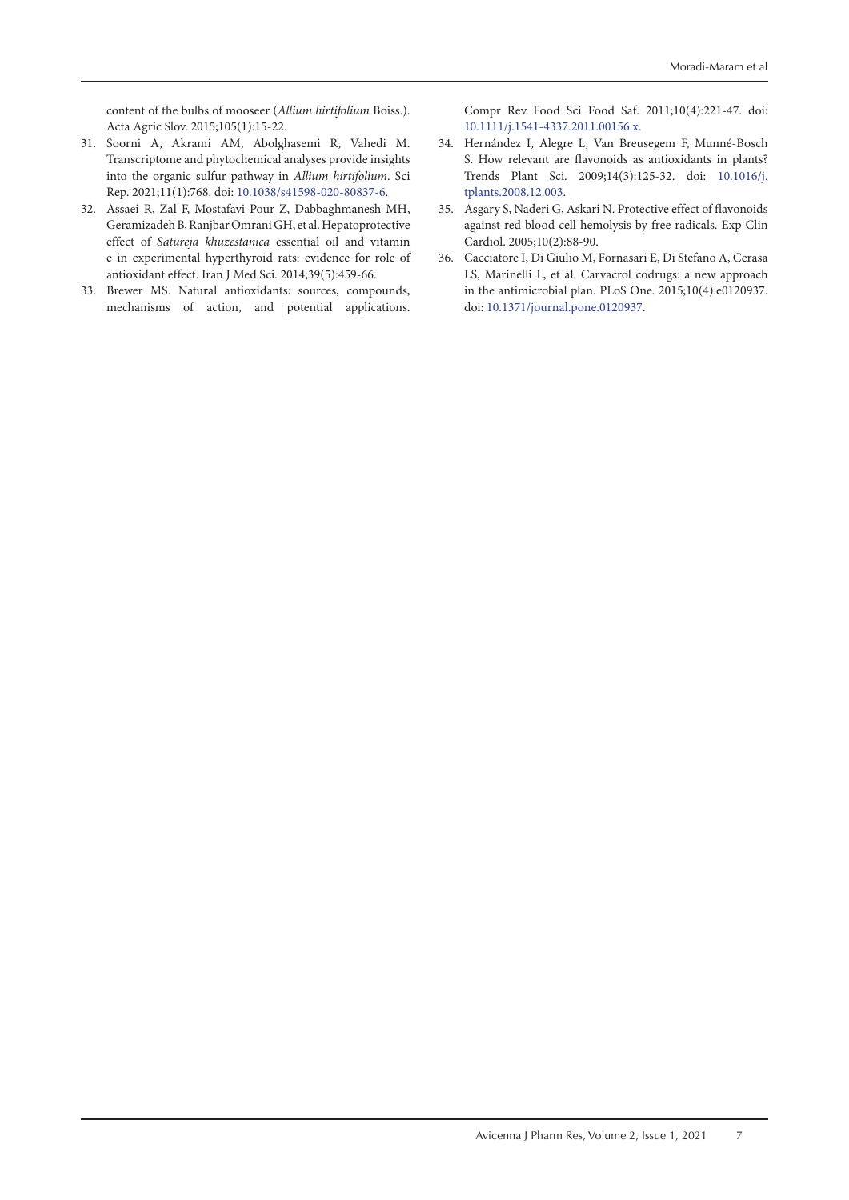content of the bulbs of mooseer (*Allium hirtifolium* Boiss.). Acta Agric Slov. 2015;105(1):15-22.

31. Soorni A, Akrami AM, Abolghasemi R, Vahedi M. Transcriptome and phytochemical analyses provide insights into the organic sulfur pathway in *Allium hirtifolium*. Sci Rep. 2021;11(1):768. doi: 10.1038/s41598-020-80837-6.
32. Assaei R, Zal F, Mostafavi-Pour Z, Dabbaghmanesh MH, Geramizadeh B, Ranjbar Omrani GH, et al. Hepatoprotective effect of *Satureja khuzestanica* essential oil and vitamin e in experimental hyperthyroid rats: evidence for role of antioxidant effect. Iran J Med Sci. 2014;39(5):459-66.
33. Brewer MS. Natural antioxidants: sources, compounds, mechanisms of action, and potential applications. Compr Rev Food Sci Food Saf. 2011;10(4):221-47. doi: 10.1111/j.1541-4337.2011.00156.x.
34. Hernández I, Alegre L, Van Breusegem F, Munné-Bosch S. How relevant are flavonoids as antioxidants in plants? Trends Plant Sci. 2009;14(3):125-32. doi: 10.1016/j.tplants.2008.12.003.
35. Asgary S, Naderi G, Askari N. Protective effect of flavonoids against red blood cell hemolysis by free radicals. Exp Clin Cardiol. 2005;10(2):88-90.
36. Cacciatore I, Di Giulio M, Fornasari E, Di Stefano A, Cerasa LS, Marinelli L, et al. Carvacrol codrugs: a new approach in the antimicrobial plan. PLoS One. 2015;10(4):e0120937. doi: 10.1371/journal.pone.0120937.